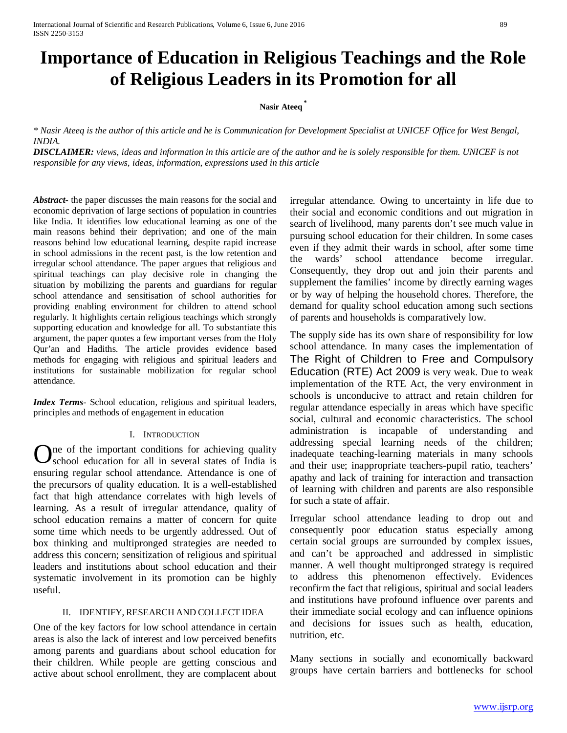# Importance of Education in Religious Teachings and the Role of Religious Leaders in its Promotion for all

**Nasir Ateeq** [*]

*\* Nasir Ateeq is the author of this article and he is Communication for Development Specialist at UNICEF Office for West Bengal, INDIA.*

***DISCLAIMER:*** *views, ideas and information in this article are of the author and he is solely responsible for them. UNICEF is not responsible for any views, ideas, information, expressions used in this article*

***Abstract-*** the paper discusses the main reasons for the social and economic deprivation of large sections of population in countries like India. It identifies low educational learning as one of the main reasons behind their deprivation; and one of the main reasons behind low educational learning, despite rapid increase in school admissions in the recent past, is the low retention and irregular school attendance. The paper argues that religious and spiritual teachings can play decisive role in changing the situation by mobilizing the parents and guardians for regular school attendance and sensitisation of school authorities for providing enabling environment for children to attend school regularly. It highlights certain religious teachings which strongly supporting education and knowledge for all. To substantiate this argument, the paper quotes a few important verses from the Holy Qur'an and Hadiths. The article provides evidence based methods for engaging with religious and spiritual leaders and institutions for sustainable mobilization for regular school attendance.

***Index Terms-*** School education, religious and spiritual leaders, principles and methods of engagement in education

## I. Introduction

One of the important conditions for achieving quality school education for all in several states of India is ensuring regular school attendance. Attendance is one of the precursors of quality education. It is a well-established fact that high attendance correlates with high levels of learning. As a result of irregular attendance, quality of school education remains a matter of concern for quite some time which needs to be urgently addressed. Out of box thinking and multipronged strategies are needed to address this concern; sensitization of religious and spiritual leaders and institutions about school education and their systematic involvement in its promotion can be highly useful.

## II. Identify, Research and Collect Idea

One of the key factors for low school attendance in certain areas is also the lack of interest and low perceived benefits among parents and guardians about school education for their children. While people are getting conscious and active about school enrollment, they are complacent about irregular attendance. Owing to uncertainty in life due to their social and economic conditions and out migration in search of livelihood, many parents don't see much value in pursuing school education for their children. In some cases even if they admit their wards in school, after some time the wards' school attendance become irregular. Consequently, they drop out and join their parents and supplement the families' income by directly earning wages or by way of helping the household chores. Therefore, the demand for quality school education among such sections of parents and households is comparatively low.

The supply side has its own share of responsibility for low school attendance. In many cases the implementation of The Right of Children to Free and Compulsory Education (RTE) Act 2009 is very weak. Due to weak implementation of the RTE Act, the very environment in schools is unconducive to attract and retain children for regular attendance especially in areas which have specific social, cultural and economic characteristics. The school administration is incapable of understanding and addressing special learning needs of the children; inadequate teaching-learning materials in many schools and their use; inappropriate teachers-pupil ratio, teachers' apathy and lack of training for interaction and transaction of learning with children and parents are also responsible for such a state of affair.

Irregular school attendance leading to drop out and consequently poor education status especially among certain social groups are surrounded by complex issues, and can't be approached and addressed in simplistic manner. A well thought multipronged strategy is required to address this phenomenon effectively. Evidences reconfirm the fact that religious, spiritual and social leaders and institutions have profound influence over parents and their immediate social ecology and can influence opinions and decisions for issues such as health, education, nutrition, etc.

Many sections in socially and economically backward groups have certain barriers and bottlenecks for school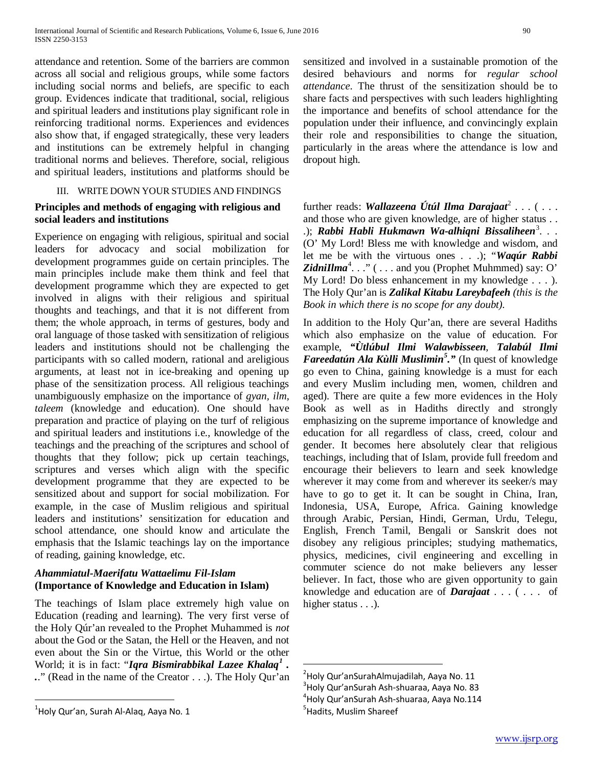attendance and retention. Some of the barriers are common across all social and religious groups, while some factors including social norms and beliefs, are specific to each group. Evidences indicate that traditional, social, religious and spiritual leaders and institutions play significant role in reinforcing traditional norms. Experiences and evidences also show that, if engaged strategically, these very leaders and institutions can be extremely helpful in changing traditional norms and believes. Therefore, social, religious and spiritual leaders, institutions and platforms should be sensitized and involved in a sustainable promotion of the desired behaviours and norms for *regular school attendance*. The thrust of the sensitization should be to share facts and perspectives with such leaders highlighting the importance and benefits of school attendance for the population under their influence, and convincingly explain their role and responsibilities to change the situation, particularly in the areas where the attendance is low and dropout high.

## III. WRITE DOWN YOUR STUDIES AND FINDINGS

### Principles and methods of engaging with religious and social leaders and institutions

Experience on engaging with religious, spiritual and social leaders for advocacy and social mobilization for development programmes guide on certain principles. The main principles include make them think and feel that development programme which they are expected to get involved in aligns with their religious and spiritual thoughts and teachings, and that it is not different from them; the whole approach, in terms of gestures, body and oral language of those tasked with sensitization of religious leaders and institutions should not be challenging the participants with so called modern, rational and areligious arguments, at least not in ice-breaking and opening up phase of the sensitization process. All religious teachings unambiguously emphasize on the importance of *gyan*, *ilm*, *taleem* (knowledge and education). One should have preparation and practice of playing on the turf of religious and spiritual leaders and institutions i.e., knowledge of the teachings and the preaching of the scriptures and school of thoughts that they follow; pick up certain teachings, scriptures and verses which align with the specific development programme that they are expected to be sensitized about and support for social mobilization. For example, in the case of Muslim religious and spiritual leaders and institutions' sensitization for education and school attendance, one should know and articulate the emphasis that the Islamic teachings lay on the importance of reading, gaining knowledge, etc.

### *Ahammiatul-Maerifatu Wattaelimu Fil-Islam* (Importance of Knowledge and Education in Islam)

The teachings of Islam place extremely high value on Education (reading and learning). The very first verse of the Holy Qúr'an revealed to the Prophet Muhammed is *not* about the God or the Satan, the Hell or the Heaven, and not even about the Sin or the Virtue, this World or the other World; it is in fact: "***Iqra Bismirabbikal Lazee Khalaq***[1] **. .**" (Read in the name of the Creator . . .). The Holy Qur'an further reads: ***Wallazeena Útúl Ilma Darajaat***[2] . . . ( . . . and those who are given knowledge, are of higher status . . .); ***Rabbi Habli Hukmawn Wa-alhiqni Bissaliheen***[3]. . . (O' My Lord! Bless me with knowledge and wisdom, and let me be with the virtuous ones . . .); "***Waqúr Rabbi ZidniIlma***[4]. . ." ( . . . and you (Prophet Muhmmed) say: O' My Lord! Do bless enhancement in my knowledge . . . ). The Holy Qur'an is ***Zalikal Kitabu Lareybafeeh*** *(this is the Book in which there is no scope for any doubt).*

In addition to the Holy Qur'an, there are several Hadiths which also emphasize on the value of education. For example, ***"Ùtlúbul Ilmi Walawbisseen***, ***Talabúl Ilmi Fareedatún Ala Kùlli Muslimin***[5]**."** (In quest of knowledge go even to China, gaining knowledge is a must for each and every Muslim including men, women, children and aged). There are quite a few more evidences in the Holy Book as well as in Hadiths directly and strongly emphasizing on the supreme importance of knowledge and education for all regardless of class, creed, colour and gender. It becomes here absolutely clear that religious teachings, including that of Islam, provide full freedom and encourage their believers to learn and seek knowledge wherever it may come from and wherever its seeker/s may have to go to get it. It can be sought in China, Iran, Indonesia, USA, Europe, Africa. Gaining knowledge through Arabic, Persian, Hindi, German, Urdu, Telegu, English, French Tamil, Bengali or Sanskrit does not disobey any religious principles; studying mathematics, physics, medicines, civil engineering and excelling in commuter science do not make believers any lesser believer. In fact, those who are given opportunity to gain knowledge and education are of ***Darajaat*** . . . ( . . . of higher status . . .).

---

[1] Holy Qur'an, Surah Al-Alaq, Aaya No. 1

[2] Holy Qur'anSurahAlmujadilah, Aaya No. 11

[3] Holy Qur'anSurah Ash-shuaraa, Aaya No. 83

[4] Holy Qur'anSurah Ash-shuaraa, Aaya No.114

[5] Hadits, Muslim Shareef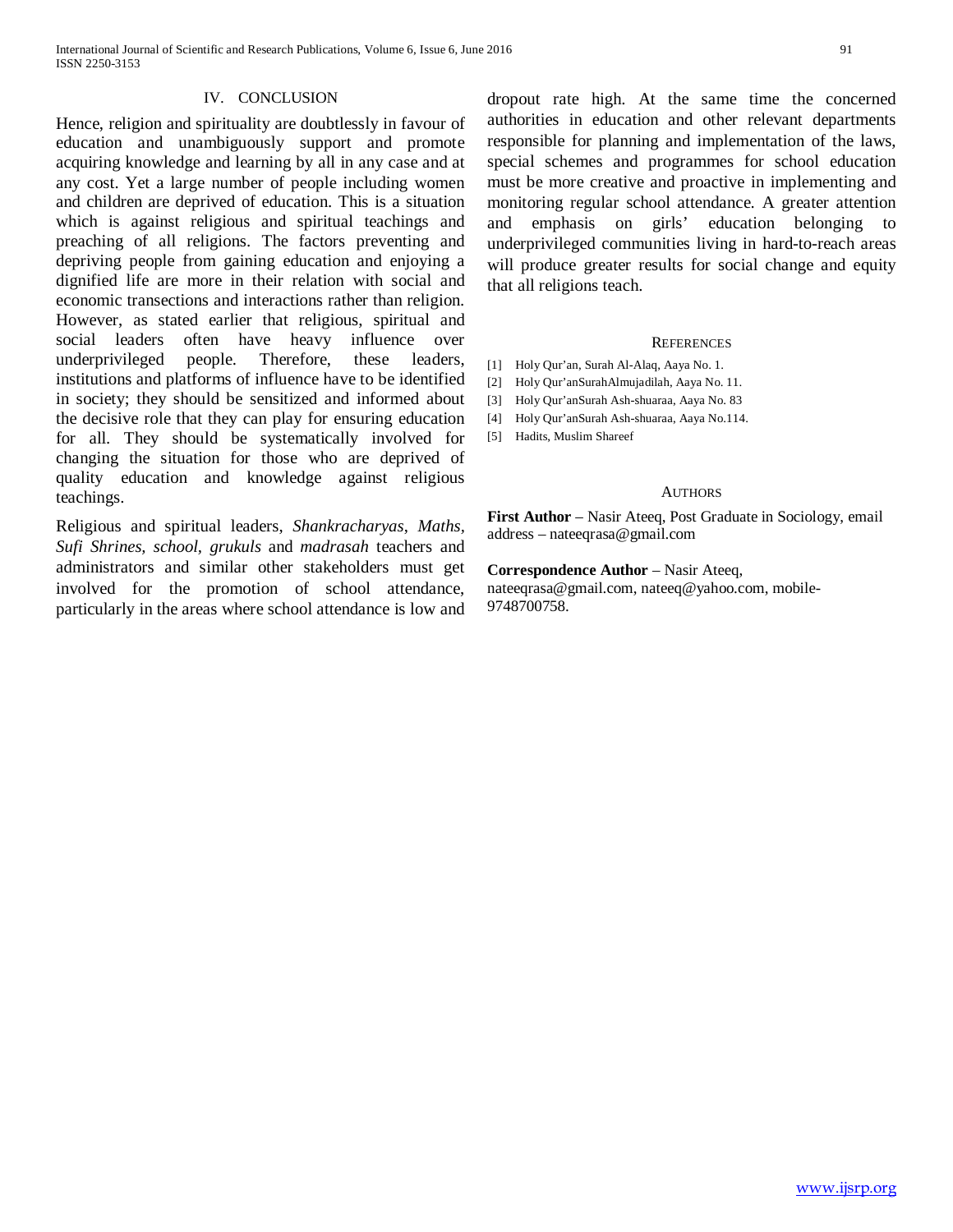## IV. CONCLUSION

Hence, religion and spirituality are doubtlessly in favour of education and unambiguously support and promote acquiring knowledge and learning by all in any case and at any cost. Yet a large number of people including women and children are deprived of education. This is a situation which is against religious and spiritual teachings and preaching of all religions. The factors preventing and depriving people from gaining education and enjoying a dignified life are more in their relation with social and economic transections and interactions rather than religion. However, as stated earlier that religious, spiritual and social leaders often have heavy influence over underprivileged people. Therefore, these leaders, institutions and platforms of influence have to be identified in society; they should be sensitized and informed about the decisive role that they can play for ensuring education for all. They should be systematically involved for changing the situation for those who are deprived of quality education and knowledge against religious teachings.

Religious and spiritual leaders, *Shankracharyas*, *Maths*, *Sufi Shrines*, *school*, *grukuls* and *madrasah* teachers and administrators and similar other stakeholders must get involved for the promotion of school attendance, particularly in the areas where school attendance is low and dropout rate high. At the same time the concerned authorities in education and other relevant departments responsible for planning and implementation of the laws, special schemes and programmes for school education must be more creative and proactive in implementing and monitoring regular school attendance. A greater attention and emphasis on girls' education belonging to underprivileged communities living in hard-to-reach areas will produce greater results for social change and equity that all religions teach.

## REFERENCES

[1] Holy Qur'an, Surah Al-Alaq, Aaya No. 1.

[2] Holy Qur'anSurahAlmujadilah, Aaya No. 11.

[3] Holy Qur'anSurah Ash-shuaraa, Aaya No. 83

[4] Holy Qur'anSurah Ash-shuaraa, Aaya No.114.

[5] Hadits, Muslim Shareef

## AUTHORS

**First Author** – Nasir Ateeq, Post Graduate in Sociology, email address – nateeqrasa@gmail.com

**Correspondence Author** – Nasir Ateeq, nateeqrasa@gmail.com, nateeq@yahoo.com, mobile-9748700758.